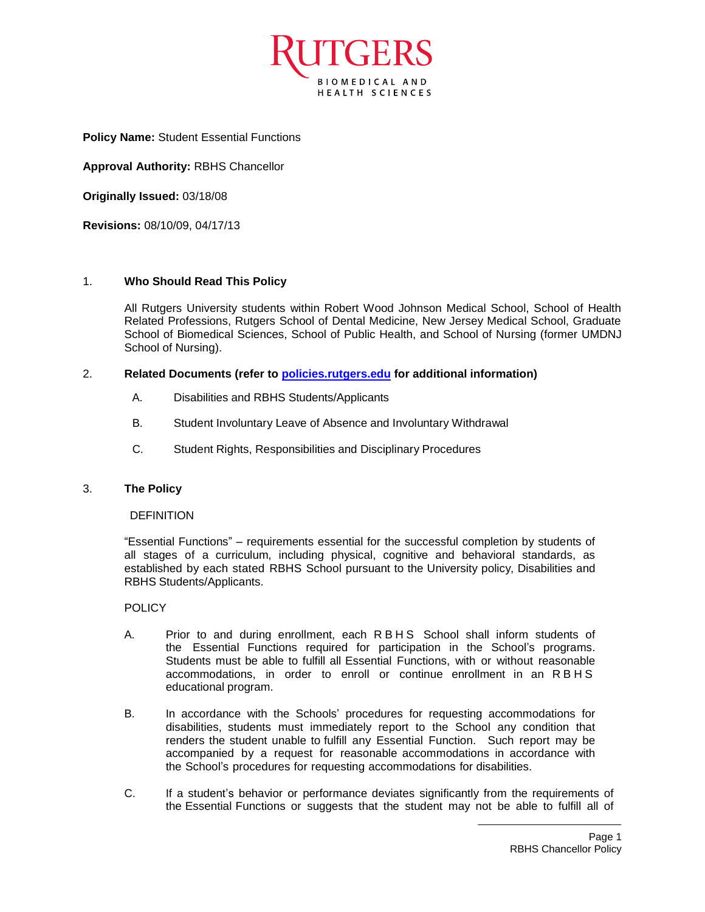RUTGERS
BIOMEDICAL AND HEALTH SCIENCES

**Policy Name:** Student Essential Functions

**Approval Authority:** RBHS Chancellor

**Originally Issued:** 03/18/08

**Revisions:** 08/10/09, 04/17/13

## 1. Who Should Read This Policy

All Rutgers University students within Robert Wood Johnson Medical School, School of Health Related Professions, Rutgers School of Dental Medicine, New Jersey Medical School, Graduate School of Biomedical Sciences, School of Public Health, and School of Nursing (former UMDNJ School of Nursing).

## 2. Related Documents (refer to [policies.rutgers.edu](policies.rutgers.edu) for additional information)

A. Disabilities and RBHS Students/Applicants

B. Student Involuntary Leave of Absence and Involuntary Withdrawal

C. Student Rights, Responsibilities and Disciplinary Procedures

## 3. The Policy

DEFINITION

"Essential Functions" – requirements essential for the successful completion by students of all stages of a curriculum, including physical, cognitive and behavioral standards, as established by each stated RBHS School pursuant to the University policy, Disabilities and RBHS Students/Applicants.

POLICY

A. Prior to and during enrollment, each RBHS School shall inform students of the Essential Functions required for participation in the School's programs. Students must be able to fulfill all Essential Functions, with or without reasonable accommodations, in order to enroll or continue enrollment in an RBHS educational program.

B. In accordance with the Schools' procedures for requesting accommodations for disabilities, students must immediately report to the School any condition that renders the student unable to fulfill any Essential Function. Such report may be accompanied by a request for reasonable accommodations in accordance with the School's procedures for requesting accommodations for disabilities.

C. If a student's behavior or performance deviates significantly from the requirements of the Essential Functions or suggests that the student may not be able to fulfill all of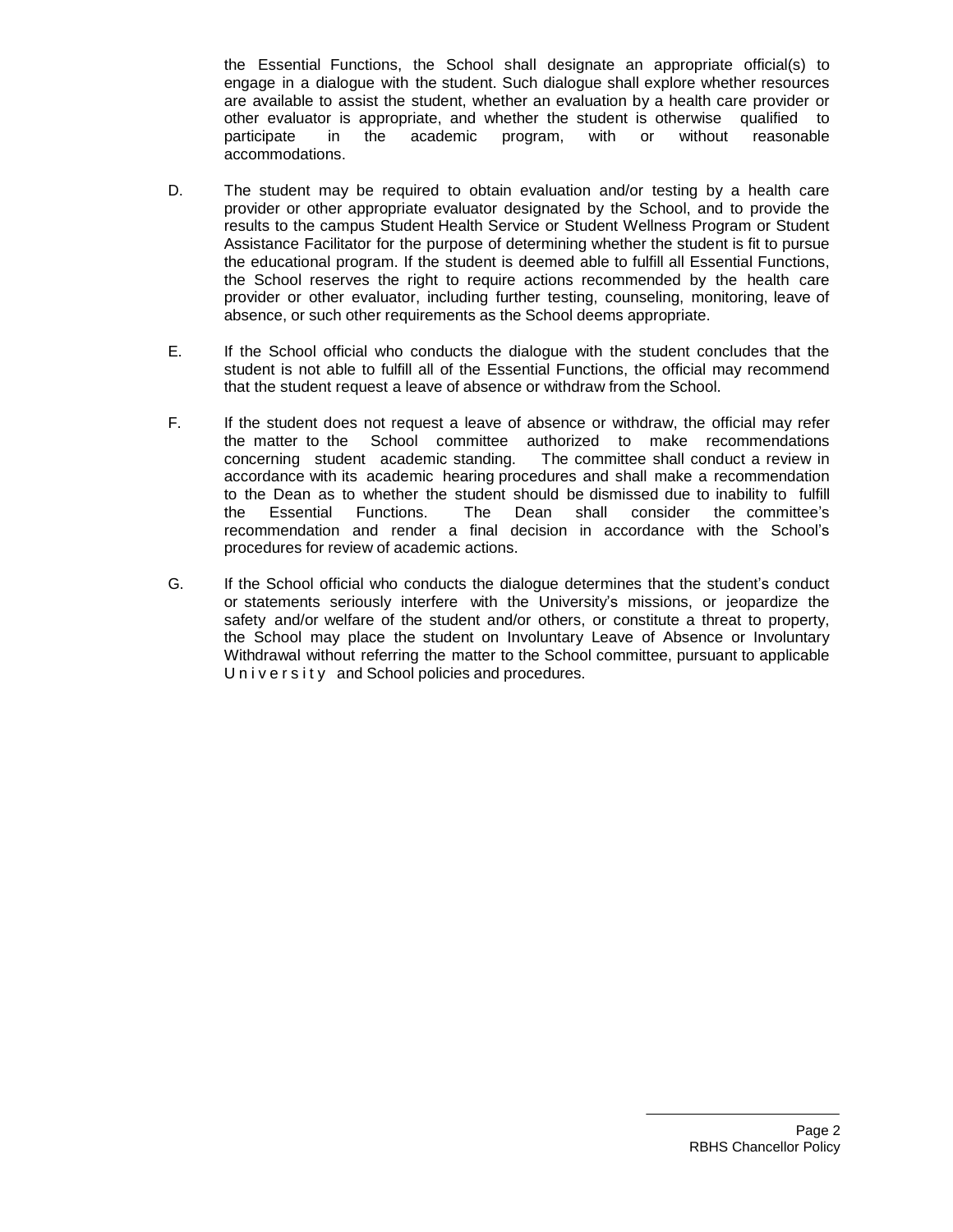the Essential Functions, the School shall designate an appropriate official(s) to engage in a dialogue with the student. Such dialogue shall explore whether resources are available to assist the student, whether an evaluation by a health care provider or other evaluator is appropriate, and whether the student is otherwise qualified to participate in the academic program, with or without reasonable accommodations.

D. The student may be required to obtain evaluation and/or testing by a health care provider or other appropriate evaluator designated by the School, and to provide the results to the campus Student Health Service or Student Wellness Program or Student Assistance Facilitator for the purpose of determining whether the student is fit to pursue the educational program. If the student is deemed able to fulfill all Essential Functions, the School reserves the right to require actions recommended by the health care provider or other evaluator, including further testing, counseling, monitoring, leave of absence, or such other requirements as the School deems appropriate.

E. If the School official who conducts the dialogue with the student concludes that the student is not able to fulfill all of the Essential Functions, the official may recommend that the student request a leave of absence or withdraw from the School.

F. If the student does not request a leave of absence or withdraw, the official may refer the matter to the School committee authorized to make recommendations concerning student academic standing. The committee shall conduct a review in accordance with its academic hearing procedures and shall make a recommendation to the Dean as to whether the student should be dismissed due to inability to fulfill the Essential Functions. The Dean shall consider the committee's recommendation and render a final decision in accordance with the School's procedures for review of academic actions.

G. If the School official who conducts the dialogue determines that the student's conduct or statements seriously interfere with the University's missions, or jeopardize the safety and/or welfare of the student and/or others, or constitute a threat to property, the School may place the student on Involuntary Leave of Absence or Involuntary Withdrawal without referring the matter to the School committee, pursuant to applicable University and School policies and procedures.